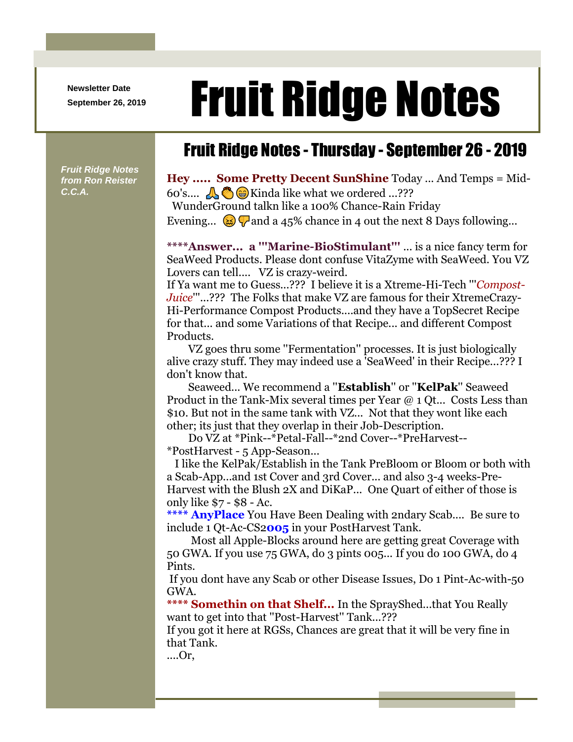Newsletter Date
September 26, 2019

# Fruit Ridge Notes

*Fruit Ridge Notes from Ron Reister C.C.A.*

## Fruit Ridge Notes - Thursday - September 26 - 2019

**Hey ..... Some Pretty Decent SunShine** Today ... And Temps = Mid-60's.... 🙏👏😁Kinda like what we ordered ...???
WunderGround talkn like a 100% Chance-Rain Friday Evening... 😖👎and a 45% chance in 4 out the next 8 Days following...

****Answer... a '"Marine-BioStimulant"'** ... is a nice fancy term for SeaWeed Products. Please dont confuse VitaZyme with SeaWeed. You VZ Lovers can tell.... VZ is crazy-weird.
If Ya want me to Guess...??? I believe it is a Xtreme-Hi-Tech '"*Compost-Juice*"'...??? The Folks that make VZ are famous for their XtremeCrazy-Hi-Performance Compost Products....and they have a TopSecret Recipe for that... and some Variations of that Recipe... and different Compost Products.

VZ goes thru some "Fermentation" processes. It is just biologically alive crazy stuff. They may indeed use a 'SeaWeed' in their Recipe...??? I don't know that.

Seaweed... We recommend a "**Establish**" or "**KelPak**" Seaweed Product in the Tank-Mix several times per Year @ 1 Qt... Costs Less than $10. But not in the same tank with VZ... Not that they wont like each other; its just that they overlap in their Job-Description.

Do VZ at *Pink--*Petal-Fall--*2nd Cover--*PreHarvest--*PostHarvest - 5 App-Season...

I like the KelPak/Establish in the Tank PreBloom or Bloom or both with a Scab-App...and 1st Cover and 3rd Cover... and also 3-4 weeks-Pre-Harvest with the Blush 2X and DiKaP... One Quart of either of those is only like $7 - $8 - Ac.

**** **AnyPlace** You Have Been Dealing with 2ndary Scab.... Be sure to include 1 Qt-Ac-CS2**005** in your PostHarvest Tank.

Most all Apple-Blocks around here are getting great Coverage with 50 GWA. If you use 75 GWA, do 3 pints 005... If you do 100 GWA, do 4 Pints.

If you dont have any Scab or other Disease Issues, Do 1 Pint-Ac-with-50 GWA.

**** **Somethin on that Shelf...** In the SprayShed...that You Really want to get into that "Post-Harvest" Tank...???
If you got it here at RGSs, Chances are great that it will be very fine in that Tank.
....Or,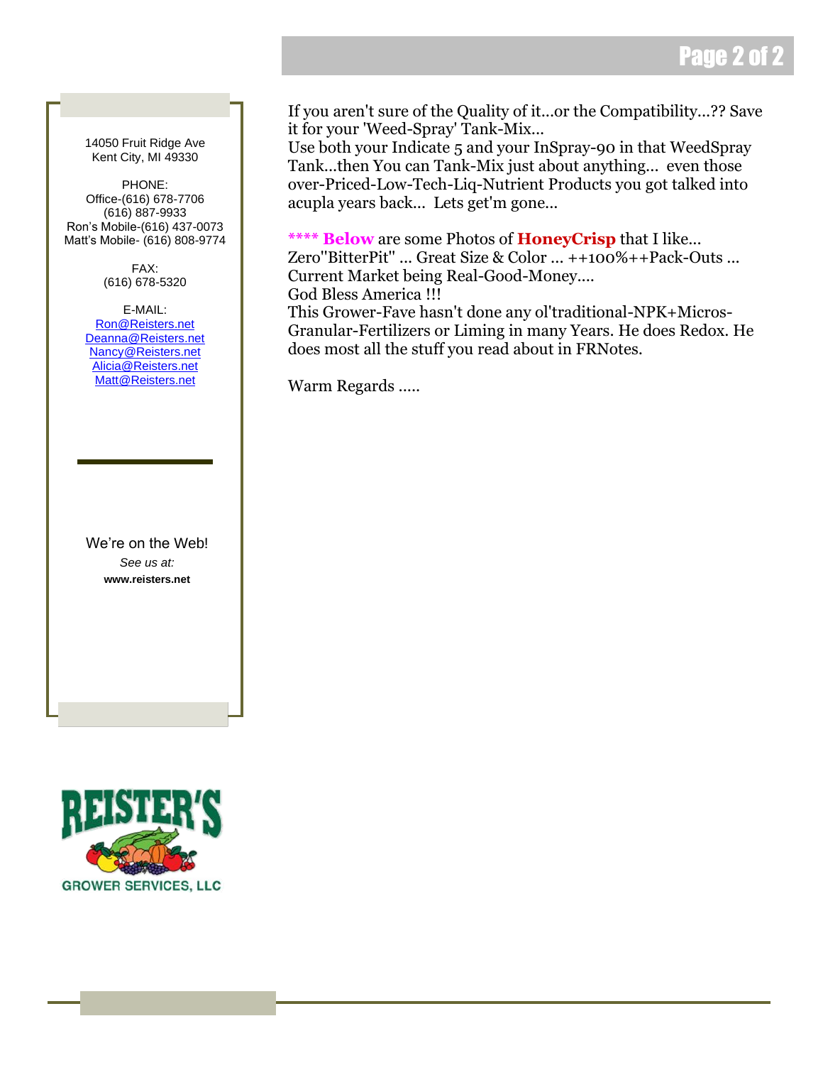14050 Fruit Ridge Ave
Kent City, MI 49330

PHONE:
Office-(616) 678-7706
(616) 887-9933
Ron's Mobile-(616) 437-0073
Matt's Mobile- (616) 808-9774

FAX:
(616) 678-5320

E-MAIL:
Ron@Reisters.net
Deanna@Reisters.net
Nancy@Reisters.net
Alicia@Reisters.net
Matt@Reisters.net

We're on the Web!
*See us at:*
**www.reisters.net**

REISTER'S GROWER SERVICES, LLC

If you aren't sure of the Quality of it...or the Compatibility...?? Save it for your 'Weed-Spray' Tank-Mix...
Use both your Indicate 5 and your InSpray-90 in that WeedSpray Tank...then You can Tank-Mix just about anything... even those over-Priced-Low-Tech-Liq-Nutrient Products you got talked into acupla years back... Lets get'm gone...

**** **Below** are some Photos of **HoneyCrisp** that I like...
Zero"BitterPit" ... Great Size & Color ... ++100%++Pack-Outs ...
Current Market being Real-Good-Money....
God Bless America !!!
This Grower-Fave hasn't done any ol'traditional-NPK+Micros-Granular-Fertilizers or Liming in many Years. He does Redox. He does most all the stuff you read about in FRNotes.

Warm Regards .....